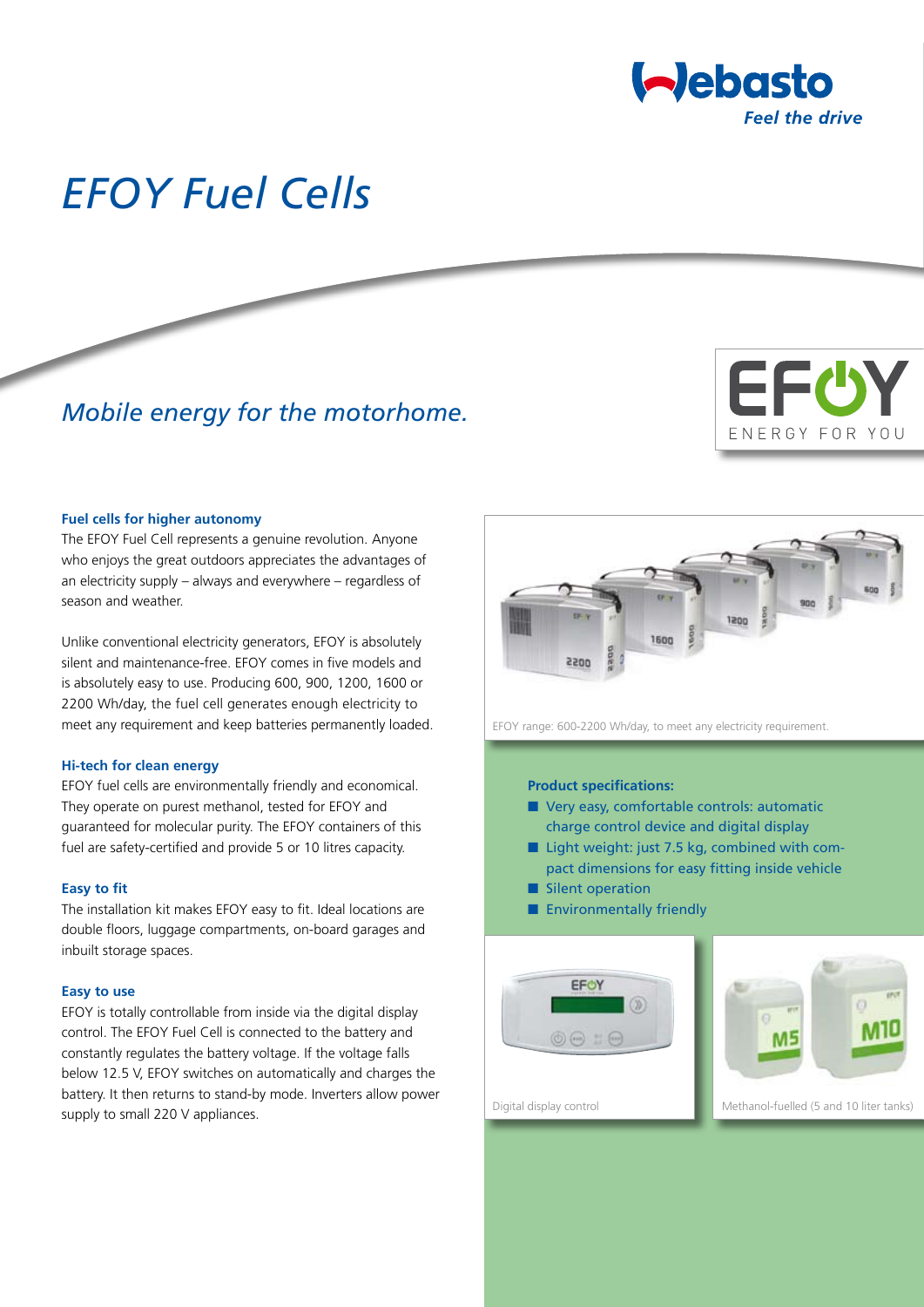# EFOY Fuel Cells

## *Mobile energy for the motorhome.*

### Fuel cells for higher autonomy

The EFOY Fuel Cell represents a genuine revolution. Anyone who enjoys the great outdoors appreciates the advantages of an electricity supply – always and everywhere – regardless of season and weather.

Unlike conventional electricity generators, EFOY is absolutely silent and maintenance-free. EFOY comes in five models and is absolutely easy to use. Producing 600, 900, 1200, 1600 or 2200 Wh/day, the fuel cell generates enough electricity to meet any requirement and keep batteries permanently loaded.

### Hi-tech for clean energy

EFOY fuel cells are environmentally friendly and economical. They operate on purest methanol, tested for EFOY and guaranteed for molecular purity. The EFOY containers of this fuel are safety-certified and provide 5 or 10 litres capacity.

### Easy to fit

The installation kit makes EFOY easy to fit. Ideal locations are double floors, luggage compartments, on-board garages and inbuilt storage spaces.

### Easy to use

EFOY is totally controllable from inside via the digital display control. The EFOY Fuel Cell is connected to the battery and constantly regulates the battery voltage. If the voltage falls below 12.5 V, EFOY switches on automatically and charges the battery. It then returns to stand-by mode. Inverters allow power supply to small 220 V appliances.

EFOY range: 600-2200 Wh/day, to meet any electricity requirement.

**Product specifications:**

- Very easy, comfortable controls: automatic charge control device and digital display
- Light weight: just 7.5 kg, combined with compact dimensions for easy fitting inside vehicle
- Silent operation
- Environmentally friendly

Digital display control

Methanol-fuelled (5 and 10 liter tanks)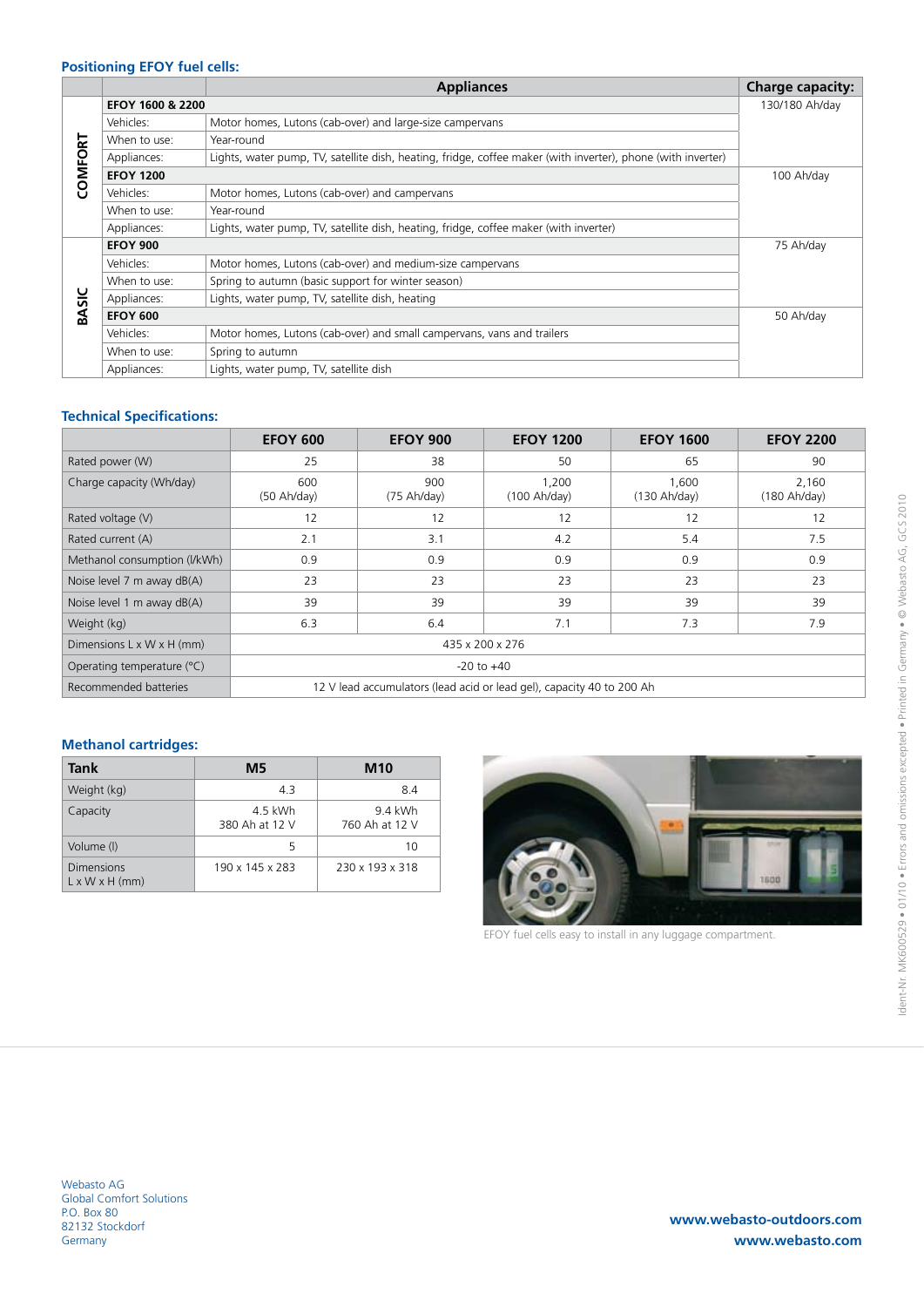## Positioning EFOY fuel cells:

| | | Appliances | Charge capacity: |
|---|---|---|---|
| COMFORT | **EFOY 1600 & 2200** | | 130/180 Ah/day |
| | Vehicles: | Motor homes, Lutons (cab-over) and large-size campervans | |
| | When to use: | Year-round | |
| | Appliances: | Lights, water pump, TV, satellite dish, heating, fridge, coffee maker (with inverter), phone (with inverter) | |
| | **EFOY 1200** | | 100 Ah/day |
| | Vehicles: | Motor homes, Lutons (cab-over) and campervans | |
| | When to use: | Year-round | |
| | Appliances: | Lights, water pump, TV, satellite dish, heating, fridge, coffee maker (with inverter) | |
| BASIC | **EFOY 900** | | 75 Ah/day |
| | Vehicles: | Motor homes, Lutons (cab-over) and medium-size campervans | |
| | When to use: | Spring to autumn (basic support for winter season) | |
| | Appliances: | Lights, water pump, TV, satellite dish, heating | |
| | **EFOY 600** | | 50 Ah/day |
| | Vehicles: | Motor homes, Lutons (cab-over) and small campervans, vans and trailers | |
| | When to use: | Spring to autumn | |
| | Appliances: | Lights, water pump, TV, satellite dish | |

## Technical Specifications:

| | EFOY 600 | EFOY 900 | EFOY 1200 | EFOY 1600 | EFOY 2200 |
|---|---|---|---|---|---|
| Rated power (W) | 25 | 38 | 50 | 65 | 90 |
| Charge capacity (Wh/day) | 600 (50 Ah/day) | 900 (75 Ah/day) | 1,200 (100 Ah/day) | 1,600 (130 Ah/day) | 2,160 (180 Ah/day) |
| Rated voltage (V) | 12 | 12 | 12 | 12 | 12 |
| Rated current (A) | 2.1 | 3.1 | 4.2 | 5.4 | 7.5 |
| Methanol consumption (l/kWh) | 0.9 | 0.9 | 0.9 | 0.9 | 0.9 |
| Noise level 7 m away dB(A) | 23 | 23 | 23 | 23 | 23 |
| Noise level 1 m away dB(A) | 39 | 39 | 39 | 39 | 39 |
| Weight (kg) | 6.3 | 6.4 | 7.1 | 7.3 | 7.9 |
| Dimensions L x W x H (mm) | 435 x 200 x 276 | | | | |
| Operating temperature (°C) | -20 to +40 | | | | |
| Recommended batteries | 12 V lead accumulators (lead acid or lead gel), capacity 40 to 200 Ah | | | | |

## Methanol cartridges:

| Tank | M5 | M10 |
|---|---|---|
| Weight (kg) | 4.3 | 8.4 |
| Capacity | 4.5 kWh 380 Ah at 12 V | 9.4 kWh 760 Ah at 12 V |
| Volume (l) | 5 | 10 |
| Dimensions L x W x H (mm) | 190 x 145 x 283 | 230 x 193 x 318 |

EFOY fuel cells easy to install in any luggage compartment.

Ident-Nr. MK600529 • 01/10 • Errors and omissions excepted • Printed in Germany • © Webasto AG, GCS 2010

Webasto AG
Global Comfort Solutions
P.O. Box 80
82132 Stockdorf
Germany

**www.webasto-outdoors.com**
**www.webasto.com**